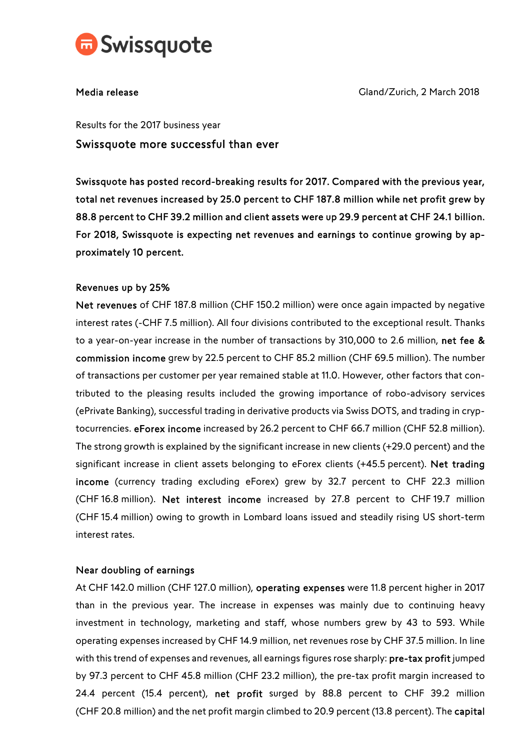Swissquote

**Media release**

Gland/Zurich, 2 March 2018

Results for the 2017 business year

## Swissquote more successful than ever

**Swissquote has posted record-breaking results for 2017. Compared with the previous year, total net revenues increased by 25.0 percent to CHF 187.8 million while net profit grew by 88.8 percent to CHF 39.2 million and client assets were up 29.9 percent at CHF 24.1 billion. For 2018, Swissquote is expecting net revenues and earnings to continue growing by approximately 10 percent.**

### Revenues up by 25%

**Net revenues** of CHF 187.8 million (CHF 150.2 million) were once again impacted by negative interest rates (-CHF 7.5 million). All four divisions contributed to the exceptional result. Thanks to a year-on-year increase in the number of transactions by 310,000 to 2.6 million, **net fee & commission income** grew by 22.5 percent to CHF 85.2 million (CHF 69.5 million). The number of transactions per customer per year remained stable at 11.0. However, other factors that contributed to the pleasing results included the growing importance of robo-advisory services (ePrivate Banking), successful trading in derivative products via Swiss DOTS, and trading in cryptocurrencies. **eForex income** increased by 26.2 percent to CHF 66.7 million (CHF 52.8 million). The strong growth is explained by the significant increase in new clients (+29.0 percent) and the significant increase in client assets belonging to eForex clients (+45.5 percent). **Net trading income** (currency trading excluding eForex) grew by 32.7 percent to CHF 22.3 million (CHF 16.8 million). **Net interest income** increased by 27.8 percent to CHF 19.7 million (CHF 15.4 million) owing to growth in Lombard loans issued and steadily rising US short-term interest rates.

### Near doubling of earnings

At CHF 142.0 million (CHF 127.0 million), **operating expenses** were 11.8 percent higher in 2017 than in the previous year. The increase in expenses was mainly due to continuing heavy investment in technology, marketing and staff, whose numbers grew by 43 to 593. While operating expenses increased by CHF 14.9 million, net revenues rose by CHF 37.5 million. In line with this trend of expenses and revenues, all earnings figures rose sharply: **pre-tax profit** jumped by 97.3 percent to CHF 45.8 million (CHF 23.2 million), the pre-tax profit margin increased to 24.4 percent (15.4 percent), **net profit** surged by 88.8 percent to CHF 39.2 million (CHF 20.8 million) and the net profit margin climbed to 20.9 percent (13.8 percent). The **capital**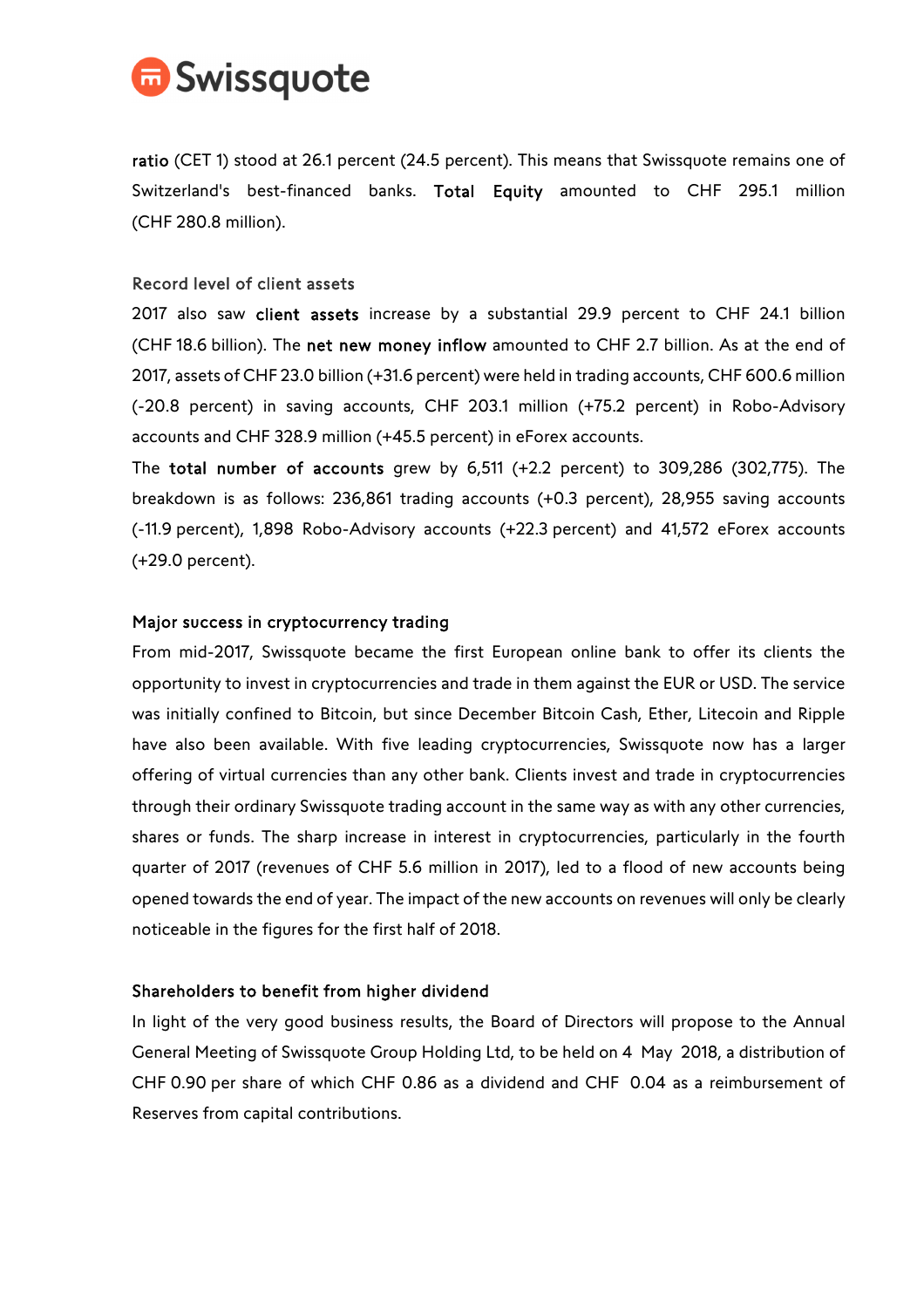**ratio** (CET 1) stood at 26.1 percent (24.5 percent). This means that Swissquote remains one of Switzerland's best-financed banks. **Total Equity** amounted to CHF 295.1 million (CHF 280.8 million).

### Record level of client assets

2017 also saw **client assets** increase by a substantial 29.9 percent to CHF 24.1 billion (CHF 18.6 billion). The **net new money inflow** amounted to CHF 2.7 billion. As at the end of 2017, assets of CHF 23.0 billion (+31.6 percent) were held in trading accounts, CHF 600.6 million (-20.8 percent) in saving accounts, CHF 203.1 million (+75.2 percent) in Robo-Advisory accounts and CHF 328.9 million (+45.5 percent) in eForex accounts.

The **total number of accounts** grew by 6,511 (+2.2 percent) to 309,286 (302,775). The breakdown is as follows: 236,861 trading accounts (+0.3 percent), 28,955 saving accounts (-11.9 percent), 1,898 Robo-Advisory accounts (+22.3 percent) and 41,572 eForex accounts (+29.0 percent).

### Major success in cryptocurrency trading

From mid-2017, Swissquote became the first European online bank to offer its clients the opportunity to invest in cryptocurrencies and trade in them against the EUR or USD. The service was initially confined to Bitcoin, but since December Bitcoin Cash, Ether, Litecoin and Ripple have also been available. With five leading cryptocurrencies, Swissquote now has a larger offering of virtual currencies than any other bank. Clients invest and trade in cryptocurrencies through their ordinary Swissquote trading account in the same way as with any other currencies, shares or funds. The sharp increase in interest in cryptocurrencies, particularly in the fourth quarter of 2017 (revenues of CHF 5.6 million in 2017), led to a flood of new accounts being opened towards the end of year. The impact of the new accounts on revenues will only be clearly noticeable in the figures for the first half of 2018.

### Shareholders to benefit from higher dividend

In light of the very good business results, the Board of Directors will propose to the Annual General Meeting of Swissquote Group Holding Ltd, to be held on 4 May 2018, a distribution of CHF 0.90 per share of which CHF 0.86 as a dividend and CHF 0.04 as a reimbursement of Reserves from capital contributions.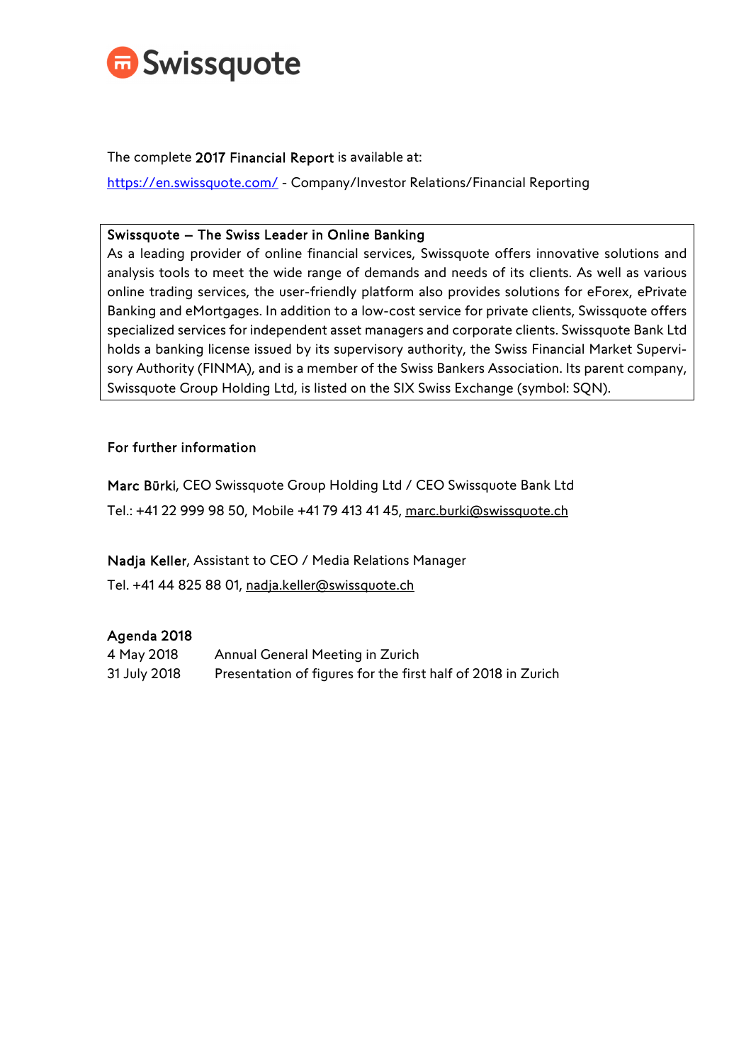The complete **2017 Financial Report** is available at:

https://en.swissquote.com/ - Company/Investor Relations/Financial Reporting

**Swissquote – The Swiss Leader in Online Banking**
As a leading provider of online financial services, Swissquote offers innovative solutions and analysis tools to meet the wide range of demands and needs of its clients. As well as various online trading services, the user-friendly platform also provides solutions for eForex, ePrivate Banking and eMortgages. In addition to a low-cost service for private clients, Swissquote offers specialized services for independent asset managers and corporate clients. Swissquote Bank Ltd holds a banking license issued by its supervisory authority, the Swiss Financial Market Supervisory Authority (FINMA), and is a member of the Swiss Bankers Association. Its parent company, Swissquote Group Holding Ltd, is listed on the SIX Swiss Exchange (symbol: SQN).

**For further information**

**Marc Bürki**, CEO Swissquote Group Holding Ltd / CEO Swissquote Bank Ltd
Tel.: +41 22 999 98 50, Mobile +41 79 413 41 45, marc.burki@swissquote.ch

**Nadja Keller**, Assistant to CEO / Media Relations Manager
Tel. +41 44 825 88 01, nadja.keller@swissquote.ch

**Agenda 2018**

| | |
|---|---|
| 4 May 2018 | Annual General Meeting in Zurich |
| 31 July 2018 | Presentation of figures for the first half of 2018 in Zurich |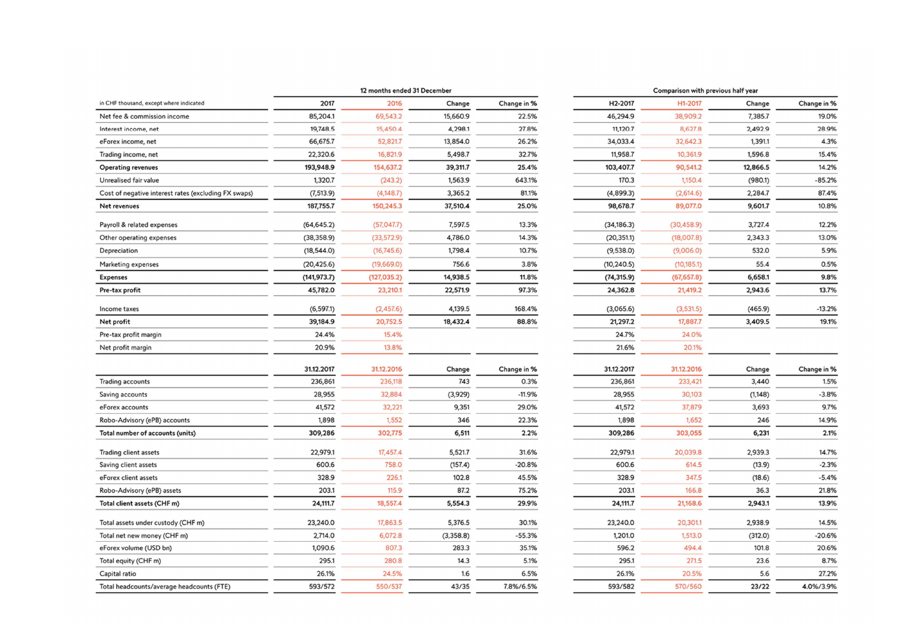| in CHF thousand, except where indicated | 12 months ended 31 December | | | | Comparison with previous half year | | | |
|---|---|---|---|---|---|---|---|---|
| | 2017 | 2016 | Change | Change in % | H2-2017 | H1-2017 | Change | Change in % |
| Net fee & commission income | 85,204.1 | 69,543.2 | 15,660.9 | 22.5% | 46,294.9 | 38,909.2 | 7,385.7 | 19.0% |
| Interest income, net | 19,748.5 | 15,450.4 | 4,298.1 | 27.8% | 11,120.7 | 8,627.8 | 2,492.9 | 28.9% |
| eForex income, net | 66,675.7 | 52,821.7 | 13,854.0 | 26.2% | 34,033.4 | 32,642.3 | 1,391.1 | 4.3% |
| Trading income, net | 22,320.6 | 16,821.9 | 5,498.7 | 32.7% | 11,958.7 | 10,361.9 | 1,596.8 | 15.4% |
| **Operating revenues** | **193,948.9** | **154,637.2** | **39,311.7** | **25.4%** | **103,407.7** | **90,541.2** | **12,866.5** | **14.2%** |
| Unrealised fair value | 1,320.7 | (243.2) | 1,563.9 | 643.1% | 170.3 | 1,150.4 | (980.1) | -85.2% |
| Cost of negative interest rates (excluding FX swaps) | (7,513.9) | (4,148.7) | 3,365.2 | 81.1% | (4,899.3) | (2,614.6) | 2,284.7 | 87.4% |
| **Net revenues** | **187,755.7** | **150,245.3** | **37,510.4** | **25.0%** | **98,678.7** | **89,077.0** | **9,601.7** | **10.8%** |
| Payroll & related expenses | (64,645.2) | (57,047.7) | 7,597.5 | 13.3% | (34,186.3) | (30,458.9) | 3,727.4 | 12.2% |
| Other operating expenses | (38,358.9) | (33,572.9) | 4,786.0 | 14.3% | (20,351.1) | (18,007.8) | 2,343.3 | 13.0% |
| Depreciation | (18,544.0) | (16,745.6) | 1,798.4 | 10.7% | (9,538.0) | (9,006.0) | 532.0 | 5.9% |
| Marketing expenses | (20,425.6) | (19,669.0) | 756.6 | 3.8% | (10,240.5) | (10,185.1) | 55.4 | 0.5% |
| **Expenses** | **(141,973.7)** | **(127,035.2)** | **14,938.5** | **11.8%** | **(74,315.9)** | **(67,657.8)** | **6,658.1** | **9.8%** |
| **Pre-tax profit** | **45,782.0** | **23,210.1** | **22,571.9** | **97.3%** | **24,362.8** | **21,419.2** | **2,943.6** | **13.7%** |
| Income taxes | (6,597.1) | (2,457.6) | 4,139.5 | 168.4% | (3,065.6) | (3,531.5) | (465.9) | -13.2% |
| **Net profit** | **39,184.9** | **20,752.5** | **18,432.4** | **88.8%** | **21,297.2** | **17,887.7** | **3,409.5** | **19.1%** |
| Pre-tax profit margin | 24.4% | 15.4% | | | 24.7% | 24.0% | | |
| Net profit margin | 20.9% | 13.8% | | | 21.6% | 20.1% | | |
| | **31.12.2017** | **31.12.2016** | **Change** | **Change in %** | **31.12.2017** | **31.12.2016** | **Change** | **Change in %** |
| Trading accounts | 236,861 | 236,118 | 743 | 0.3% | 236,861 | 233,421 | 3,440 | 1.5% |
| Saving accounts | 28,955 | 32,884 | (3,929) | -11.9% | 28,955 | 30,103 | (1,148) | -3.8% |
| eForex accounts | 41,572 | 32,221 | 9,351 | 29.0% | 41,572 | 37,879 | 3,693 | 9.7% |
| Robo-Advisory (ePB) accounts | 1,898 | 1,552 | 346 | 22.3% | 1,898 | 1,652 | 246 | 14.9% |
| **Total number of accounts (units)** | **309,286** | **302,775** | **6,511** | **2.2%** | **309,286** | **303,055** | **6,231** | **2.1%** |
| Trading client assets | 22,979.1 | 17,457.4 | 5,521.7 | 31.6% | 22,979.1 | 20,039.8 | 2,939.3 | 14.7% |
| Saving client assets | 600.6 | 758.0 | (157.4) | -20.8% | 600.6 | 614.5 | (13.9) | -2.3% |
| eForex client assets | 328.9 | 226.1 | 102.8 | 45.5% | 328.9 | 347.5 | (18.6) | -5.4% |
| Robo-Advisory (ePB) assets | 203.1 | 115.9 | 87.2 | 75.2% | 203.1 | 166.8 | 36.3 | 21.8% |
| **Total client assets (CHF m)** | **24,111.7** | **18,557.4** | **5,554.3** | **29.9%** | **24,111.7** | **21,168.6** | **2,943.1** | **13.9%** |
| Total assets under custody (CHF m) | 23,240.0 | 17,863.5 | 5,376.5 | 30.1% | 23,240.0 | 20,301.1 | 2,938.9 | 14.5% |
| Total net new money (CHF m) | 2,714.0 | 6,072.8 | (3,358.8) | -55.3% | 1,201.0 | 1,513.0 | (312.0) | -20.6% |
| eForex volume (USD bn) | 1,090.6 | 807.3 | 283.3 | 35.1% | 596.2 | 494.4 | 101.8 | 20.6% |
| Total equity (CHF m) | 295.1 | 280.8 | 14.3 | 5.1% | 295.1 | 271.5 | 23.6 | 8.7% |
| Capital ratio | 26.1% | 24.5% | 1.6 | 6.5% | 26.1% | 20.5% | 5.6 | 27.2% |
| Total headcounts/average headcounts (FTE) | 593/572 | 550/537 | 43/35 | 7.8%/6.5% | 593/582 | 570/560 | 23/22 | 4.0%/3.9% |